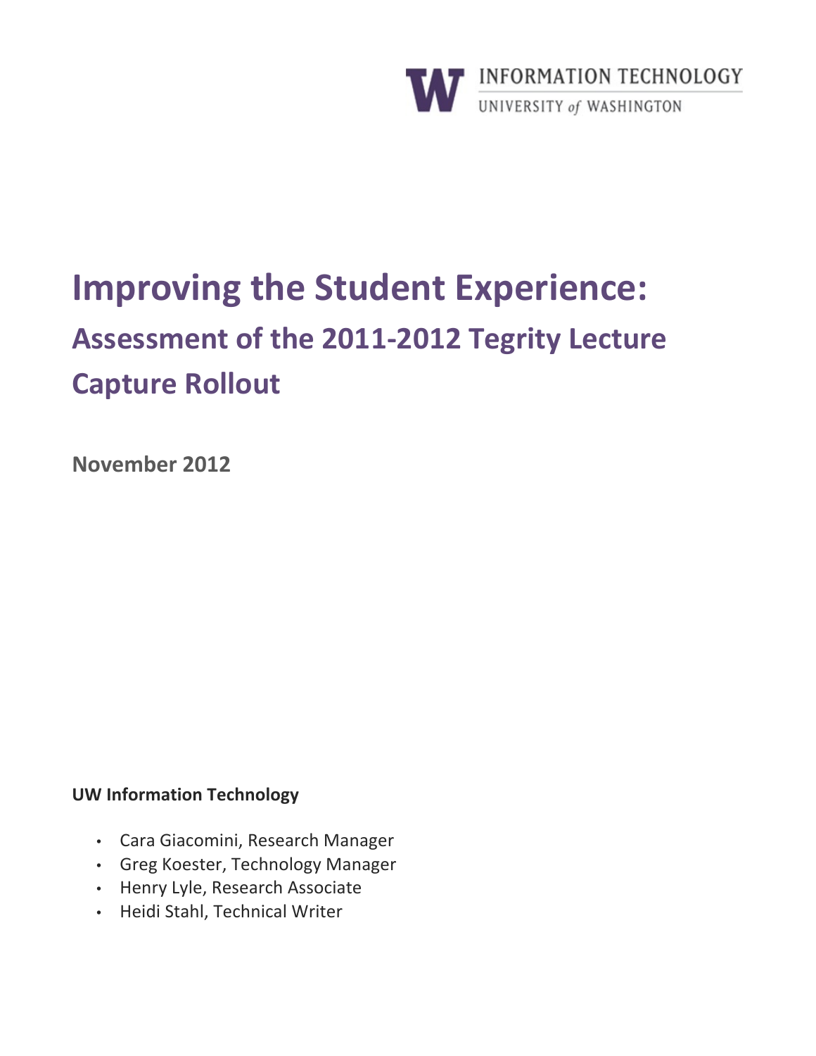INFORMATION TECHNOLOGY
UNIVERSITY *of* WASHINGTON

# Improving the Student Experience:

## Assessment of the 2011-2012 Tegrity Lecture Capture Rollout

**November 2012**

**UW Information Technology**

- Cara Giacomini, Research Manager
- Greg Koester, Technology Manager
- Henry Lyle, Research Associate
- Heidi Stahl, Technical Writer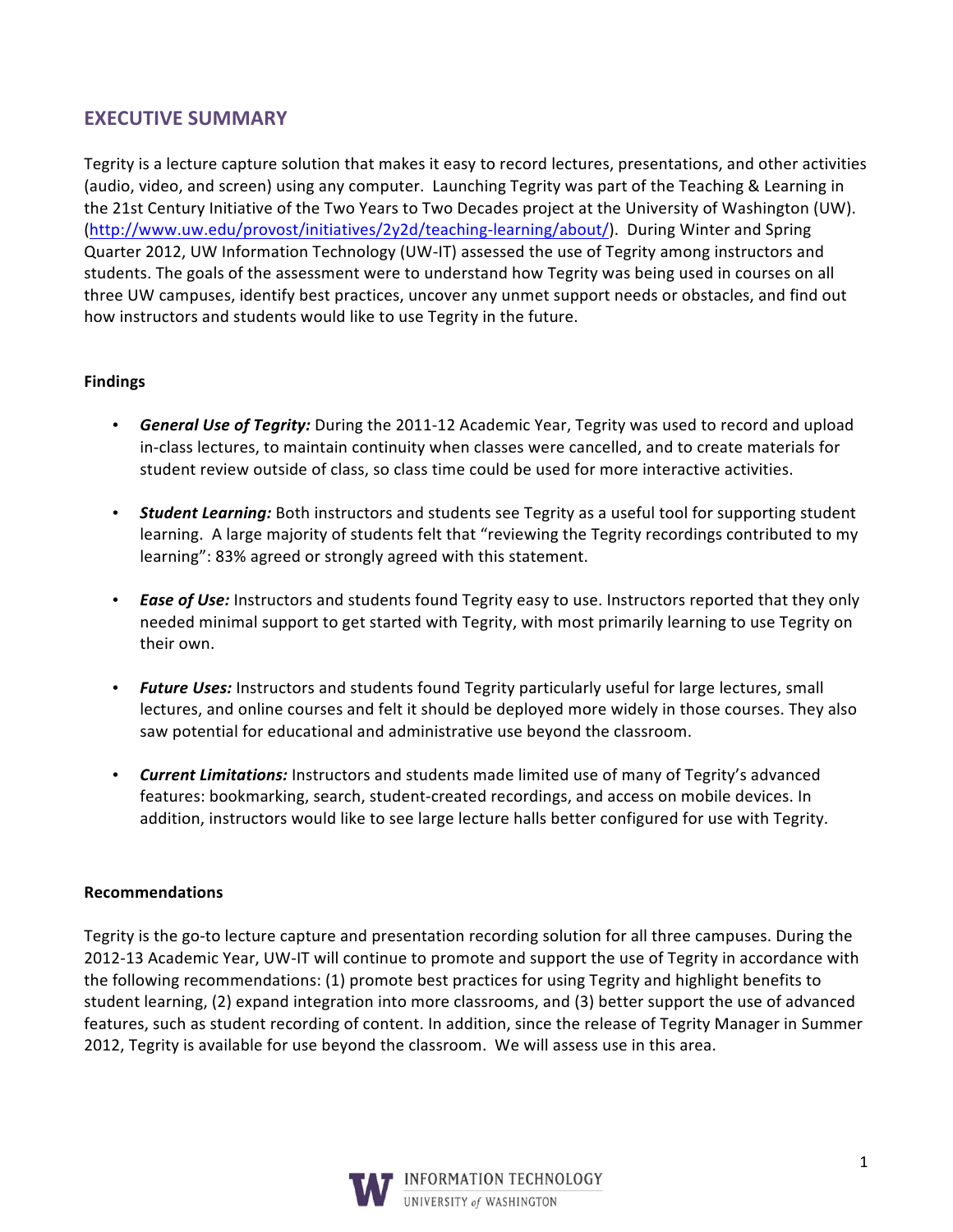## EXECUTIVE SUMMARY

Tegrity is a lecture capture solution that makes it easy to record lectures, presentations, and other activities (audio, video, and screen) using any computer. Launching Tegrity was part of the Teaching & Learning in the 21st Century Initiative of the Two Years to Two Decades project at the University of Washington (UW). (http://www.uw.edu/provost/initiatives/2y2d/teaching-learning/about/). During Winter and Spring Quarter 2012, UW Information Technology (UW-IT) assessed the use of Tegrity among instructors and students. The goals of the assessment were to understand how Tegrity was being used in courses on all three UW campuses, identify best practices, uncover any unmet support needs or obstacles, and find out how instructors and students would like to use Tegrity in the future.

**Findings**

- ***General Use of Tegrity:*** During the 2011-12 Academic Year, Tegrity was used to record and upload in-class lectures, to maintain continuity when classes were cancelled, and to create materials for student review outside of class, so class time could be used for more interactive activities.
- ***Student Learning:*** Both instructors and students see Tegrity as a useful tool for supporting student learning. A large majority of students felt that "reviewing the Tegrity recordings contributed to my learning": 83% agreed or strongly agreed with this statement.
- ***Ease of Use:*** Instructors and students found Tegrity easy to use. Instructors reported that they only needed minimal support to get started with Tegrity, with most primarily learning to use Tegrity on their own.
- ***Future Uses:*** Instructors and students found Tegrity particularly useful for large lectures, small lectures, and online courses and felt it should be deployed more widely in those courses. They also saw potential for educational and administrative use beyond the classroom.
- ***Current Limitations:*** Instructors and students made limited use of many of Tegrity's advanced features: bookmarking, search, student-created recordings, and access on mobile devices. In addition, instructors would like to see large lecture halls better configured for use with Tegrity.

**Recommendations**

Tegrity is the go-to lecture capture and presentation recording solution for all three campuses. During the 2012-13 Academic Year, UW-IT will continue to promote and support the use of Tegrity in accordance with the following recommendations: (1) promote best practices for using Tegrity and highlight benefits to student learning, (2) expand integration into more classrooms, and (3) better support the use of advanced features, such as student recording of content. In addition, since the release of Tegrity Manager in Summer 2012, Tegrity is available for use beyond the classroom. We will assess use in this area.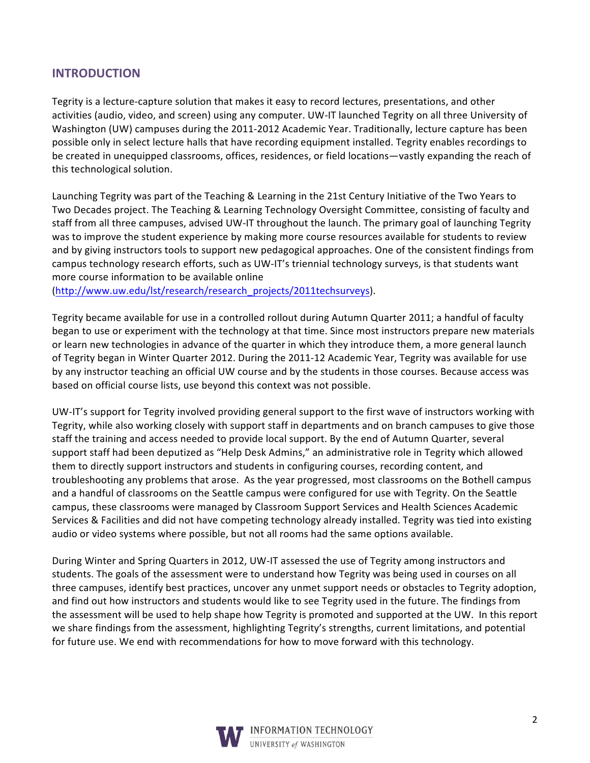## INTRODUCTION

Tegrity is a lecture-capture solution that makes it easy to record lectures, presentations, and other activities (audio, video, and screen) using any computer. UW-IT launched Tegrity on all three University of Washington (UW) campuses during the 2011-2012 Academic Year. Traditionally, lecture capture has been possible only in select lecture halls that have recording equipment installed. Tegrity enables recordings to be created in unequipped classrooms, offices, residences, or field locations—vastly expanding the reach of this technological solution.

Launching Tegrity was part of the Teaching & Learning in the 21st Century Initiative of the Two Years to Two Decades project. The Teaching & Learning Technology Oversight Committee, consisting of faculty and staff from all three campuses, advised UW-IT throughout the launch. The primary goal of launching Tegrity was to improve the student experience by making more course resources available for students to review and by giving instructors tools to support new pedagogical approaches. One of the consistent findings from campus technology research efforts, such as UW-IT's triennial technology surveys, is that students want more course information to be available online (http://www.uw.edu/lst/research/research_projects/2011techsurveys).

Tegrity became available for use in a controlled rollout during Autumn Quarter 2011; a handful of faculty began to use or experiment with the technology at that time. Since most instructors prepare new materials or learn new technologies in advance of the quarter in which they introduce them, a more general launch of Tegrity began in Winter Quarter 2012. During the 2011-12 Academic Year, Tegrity was available for use by any instructor teaching an official UW course and by the students in those courses. Because access was based on official course lists, use beyond this context was not possible.

UW-IT's support for Tegrity involved providing general support to the first wave of instructors working with Tegrity, while also working closely with support staff in departments and on branch campuses to give those staff the training and access needed to provide local support. By the end of Autumn Quarter, several support staff had been deputized as "Help Desk Admins," an administrative role in Tegrity which allowed them to directly support instructors and students in configuring courses, recording content, and troubleshooting any problems that arose. As the year progressed, most classrooms on the Bothell campus and a handful of classrooms on the Seattle campus were configured for use with Tegrity. On the Seattle campus, these classrooms were managed by Classroom Support Services and Health Sciences Academic Services & Facilities and did not have competing technology already installed. Tegrity was tied into existing audio or video systems where possible, but not all rooms had the same options available.

During Winter and Spring Quarters in 2012, UW-IT assessed the use of Tegrity among instructors and students. The goals of the assessment were to understand how Tegrity was being used in courses on all three campuses, identify best practices, uncover any unmet support needs or obstacles to Tegrity adoption, and find out how instructors and students would like to see Tegrity used in the future. The findings from the assessment will be used to help shape how Tegrity is promoted and supported at the UW. In this report we share findings from the assessment, highlighting Tegrity's strengths, current limitations, and potential for future use. We end with recommendations for how to move forward with this technology.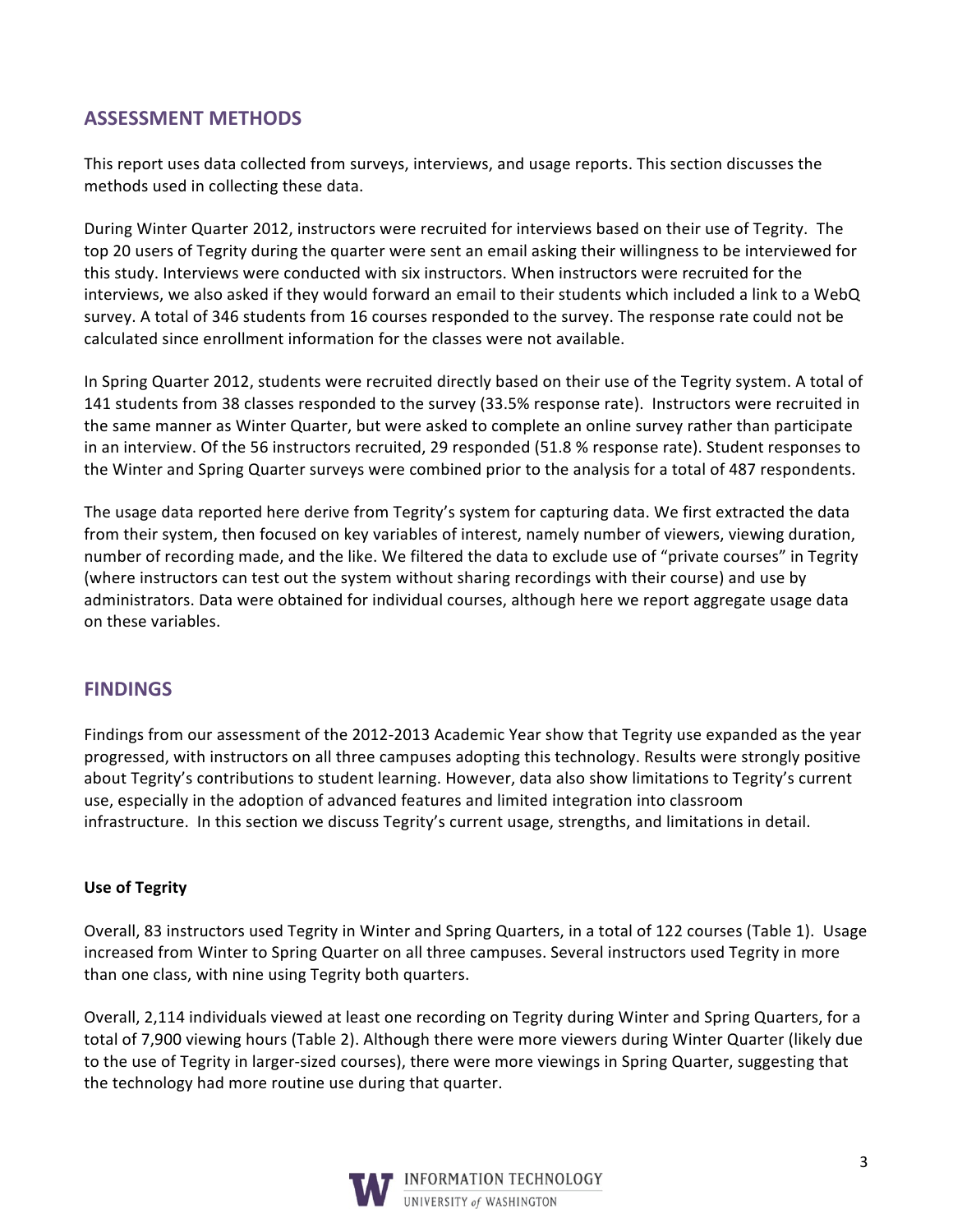## ASSESSMENT METHODS

This report uses data collected from surveys, interviews, and usage reports. This section discusses the methods used in collecting these data.

During Winter Quarter 2012, instructors were recruited for interviews based on their use of Tegrity. The top 20 users of Tegrity during the quarter were sent an email asking their willingness to be interviewed for this study. Interviews were conducted with six instructors. When instructors were recruited for the interviews, we also asked if they would forward an email to their students which included a link to a WebQ survey. A total of 346 students from 16 courses responded to the survey. The response rate could not be calculated since enrollment information for the classes were not available.

In Spring Quarter 2012, students were recruited directly based on their use of the Tegrity system. A total of 141 students from 38 classes responded to the survey (33.5% response rate). Instructors were recruited in the same manner as Winter Quarter, but were asked to complete an online survey rather than participate in an interview. Of the 56 instructors recruited, 29 responded (51.8 % response rate). Student responses to the Winter and Spring Quarter surveys were combined prior to the analysis for a total of 487 respondents.

The usage data reported here derive from Tegrity's system for capturing data. We first extracted the data from their system, then focused on key variables of interest, namely number of viewers, viewing duration, number of recording made, and the like. We filtered the data to exclude use of "private courses" in Tegrity (where instructors can test out the system without sharing recordings with their course) and use by administrators. Data were obtained for individual courses, although here we report aggregate usage data on these variables.

## FINDINGS

Findings from our assessment of the 2012-2013 Academic Year show that Tegrity use expanded as the year progressed, with instructors on all three campuses adopting this technology. Results were strongly positive about Tegrity's contributions to student learning. However, data also show limitations to Tegrity's current use, especially in the adoption of advanced features and limited integration into classroom infrastructure. In this section we discuss Tegrity's current usage, strengths, and limitations in detail.

### Use of Tegrity

Overall, 83 instructors used Tegrity in Winter and Spring Quarters, in a total of 122 courses (Table 1). Usage increased from Winter to Spring Quarter on all three campuses. Several instructors used Tegrity in more than one class, with nine using Tegrity both quarters.

Overall, 2,114 individuals viewed at least one recording on Tegrity during Winter and Spring Quarters, for a total of 7,900 viewing hours (Table 2). Although there were more viewers during Winter Quarter (likely due to the use of Tegrity in larger-sized courses), there were more viewings in Spring Quarter, suggesting that the technology had more routine use during that quarter.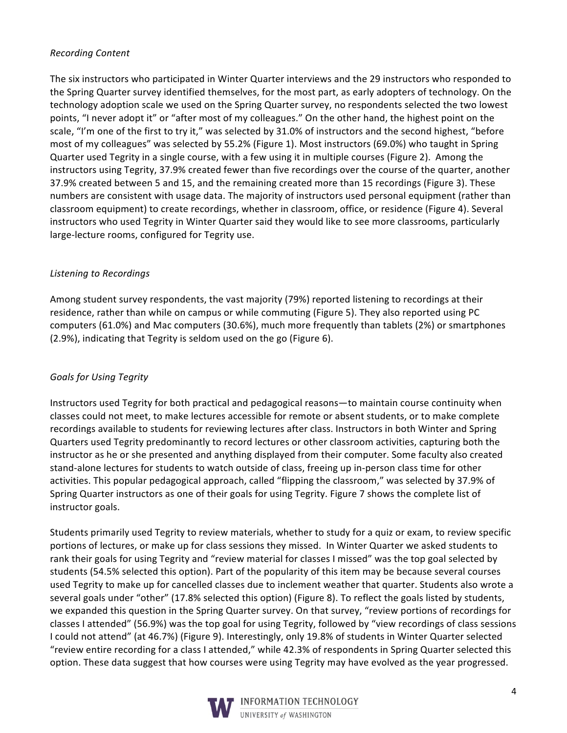*Recording Content*

The six instructors who participated in Winter Quarter interviews and the 29 instructors who responded to the Spring Quarter survey identified themselves, for the most part, as early adopters of technology. On the technology adoption scale we used on the Spring Quarter survey, no respondents selected the two lowest points, "I never adopt it" or "after most of my colleagues." On the other hand, the highest point on the scale, "I'm one of the first to try it," was selected by 31.0% of instructors and the second highest, "before most of my colleagues" was selected by 55.2% (Figure 1). Most instructors (69.0%) who taught in Spring Quarter used Tegrity in a single course, with a few using it in multiple courses (Figure 2). Among the instructors using Tegrity, 37.9% created fewer than five recordings over the course of the quarter, another 37.9% created between 5 and 15, and the remaining created more than 15 recordings (Figure 3). These numbers are consistent with usage data. The majority of instructors used personal equipment (rather than classroom equipment) to create recordings, whether in classroom, office, or residence (Figure 4). Several instructors who used Tegrity in Winter Quarter said they would like to see more classrooms, particularly large-lecture rooms, configured for Tegrity use.

*Listening to Recordings*

Among student survey respondents, the vast majority (79%) reported listening to recordings at their residence, rather than while on campus or while commuting (Figure 5). They also reported using PC computers (61.0%) and Mac computers (30.6%), much more frequently than tablets (2%) or smartphones (2.9%), indicating that Tegrity is seldom used on the go (Figure 6).

*Goals for Using Tegrity*

Instructors used Tegrity for both practical and pedagogical reasons—to maintain course continuity when classes could not meet, to make lectures accessible for remote or absent students, or to make complete recordings available to students for reviewing lectures after class. Instructors in both Winter and Spring Quarters used Tegrity predominantly to record lectures or other classroom activities, capturing both the instructor as he or she presented and anything displayed from their computer. Some faculty also created stand-alone lectures for students to watch outside of class, freeing up in-person class time for other activities. This popular pedagogical approach, called "flipping the classroom," was selected by 37.9% of Spring Quarter instructors as one of their goals for using Tegrity. Figure 7 shows the complete list of instructor goals.

Students primarily used Tegrity to review materials, whether to study for a quiz or exam, to review specific portions of lectures, or make up for class sessions they missed. In Winter Quarter we asked students to rank their goals for using Tegrity and "review material for classes I missed" was the top goal selected by students (54.5% selected this option). Part of the popularity of this item may be because several courses used Tegrity to make up for cancelled classes due to inclement weather that quarter. Students also wrote a several goals under "other" (17.8% selected this option) (Figure 8). To reflect the goals listed by students, we expanded this question in the Spring Quarter survey. On that survey, "review portions of recordings for classes I attended" (56.9%) was the top goal for using Tegrity, followed by "view recordings of class sessions I could not attend" (at 46.7%) (Figure 9). Interestingly, only 19.8% of students in Winter Quarter selected "review entire recording for a class I attended," while 42.3% of respondents in Spring Quarter selected this option. These data suggest that how courses were using Tegrity may have evolved as the year progressed.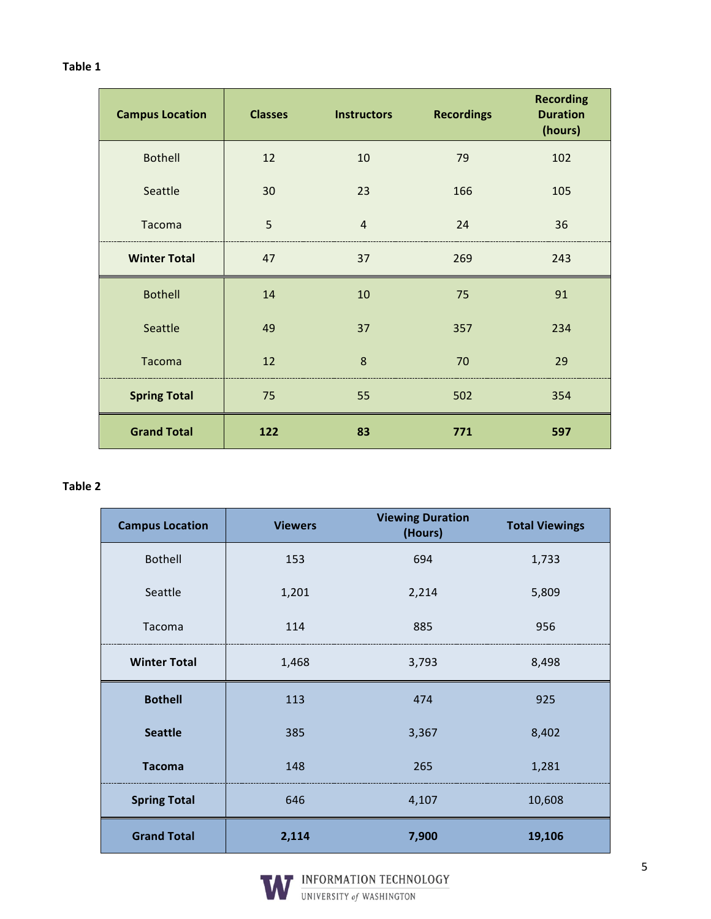**Table 1**

| Campus Location | Classes | Instructors | Recordings | Recording Duration (hours) |
|---|---|---|---|---|
| Bothell | 12 | 10 | 79 | 102 |
| Seattle | 30 | 23 | 166 | 105 |
| Tacoma | 5 | 4 | 24 | 36 |
| **Winter Total** | 47 | 37 | 269 | 243 |
| Bothell | 14 | 10 | 75 | 91 |
| Seattle | 49 | 37 | 357 | 234 |
| Tacoma | 12 | 8 | 70 | 29 |
| **Spring Total** | 75 | 55 | 502 | 354 |
| **Grand Total** | **122** | **83** | **771** | **597** |

**Table 2**

| Campus Location | Viewers | Viewing Duration (Hours) | Total Viewings |
|---|---|---|---|
| Bothell | 153 | 694 | 1,733 |
| Seattle | 1,201 | 2,214 | 5,809 |
| Tacoma | 114 | 885 | 956 |
| **Winter Total** | 1,468 | 3,793 | 8,498 |
| **Bothell** | 113 | 474 | 925 |
| **Seattle** | 385 | 3,367 | 8,402 |
| **Tacoma** | 148 | 265 | 1,281 |
| **Spring Total** | 646 | 4,107 | 10,608 |
| **Grand Total** | **2,114** | **7,900** | **19,106** |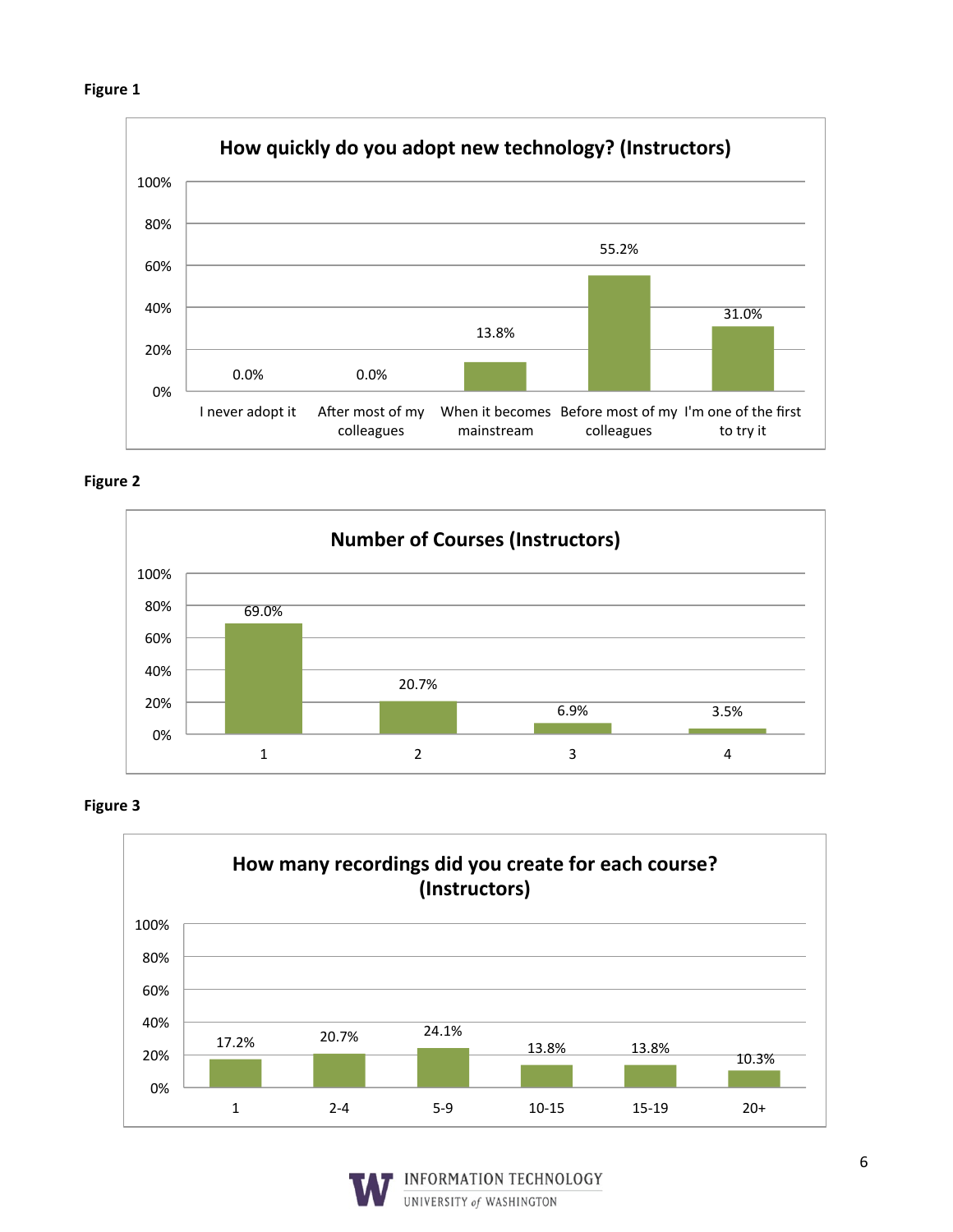**Figure 1**

**How quickly do you adopt new technology? (Instructors)**

| Response | Percentage |
| --- | --- |
| I never adopt it | 0.0% |
| After most of my colleagues | 0.0% |
| When it becomes mainstream | 13.8% |
| Before most of my colleagues | 55.2% |
| I'm one of the first to try it | 31.0% |

**Figure 2**

**Number of Courses (Instructors)**

| Number of Courses | Percentage |
| --- | --- |
| 1 | 69.0% |
| 2 | 20.7% |
| 3 | 6.9% |
| 4 | 3.5% |

**Figure 3**

**How many recordings did you create for each course? (Instructors)**

| Recordings | Percentage |
| --- | --- |
| 1 | 17.2% |
| 2-4 | 20.7% |
| 5-9 | 24.1% |
| 10-15 | 13.8% |
| 15-19 | 13.8% |
| 20+ | 10.3% |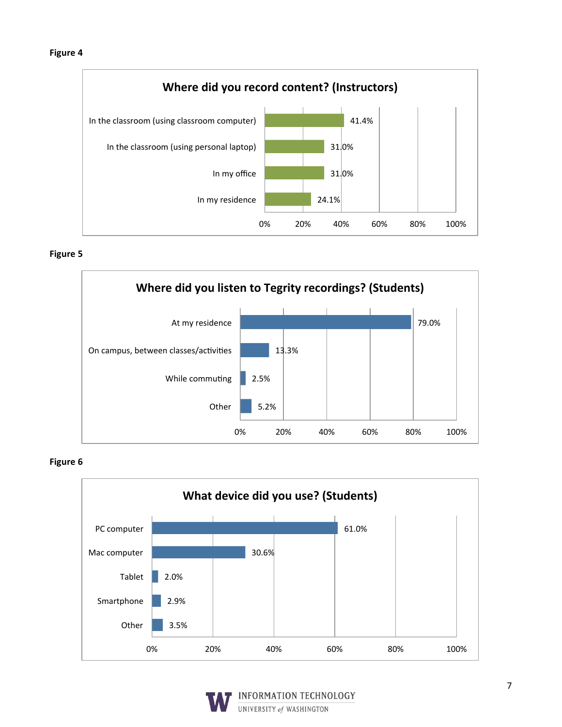**Figure 4**

**Where did you record content? (Instructors)**

| Location | Percentage |
| --- | --- |
| In the classroom (using classroom computer) | 41.4% |
| In the classroom (using personal laptop) | 31.0% |
| In my office | 31.0% |
| In my residence | 24.1% |

**Figure 5**

**Where did you listen to Tegrity recordings? (Students)**

| Location | Percentage |
| --- | --- |
| At my residence | 79.0% |
| On campus, between classes/activities | 13.3% |
| While commuting | 2.5% |
| Other | 5.2% |

**Figure 6**

**What device did you use? (Students)**

| Device | Percentage |
| --- | --- |
| PC computer | 61.0% |
| Mac computer | 30.6% |
| Tablet | 2.0% |
| Smartphone | 2.9% |
| Other | 3.5% |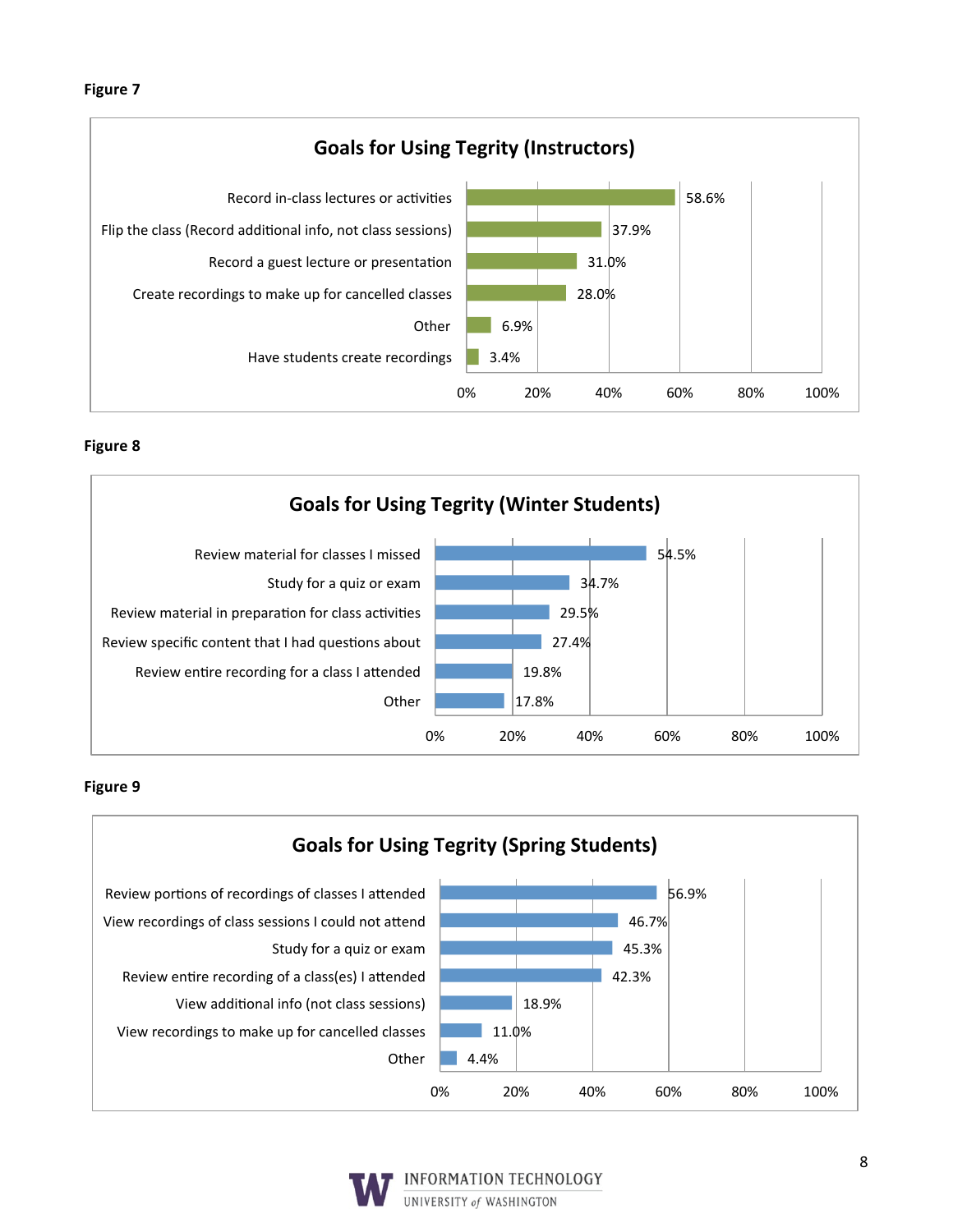**Figure 7**

**Goals for Using Tegrity (Instructors)**

| Goal | Percentage |
| --- | --- |
| Record in-class lectures or activities | 58.6% |
| Flip the class (Record additional info, not class sessions) | 37.9% |
| Record a guest lecture or presentation | 31.0% |
| Create recordings to make up for cancelled classes | 28.0% |
| Other | 6.9% |
| Have students create recordings | 3.4% |

**Figure 8**

**Goals for Using Tegrity (Winter Students)**

| Goal | Percentage |
| --- | --- |
| Review material for classes I missed | 54.5% |
| Study for a quiz or exam | 34.7% |
| Review material in preparation for class activities | 29.5% |
| Review specific content that I had questions about | 27.4% |
| Review entire recording for a class I attended | 19.8% |
| Other | 17.8% |

**Figure 9**

**Goals for Using Tegrity (Spring Students)**

| Goal | Percentage |
| --- | --- |
| Review portions of recordings of classes I attended | 56.9% |
| View recordings of class sessions I could not attend | 46.7% |
| Study for a quiz or exam | 45.3% |
| Review entire recording of a class(es) I attended | 42.3% |
| View additional info (not class sessions) | 18.9% |
| View recordings to make up for cancelled classes | 11.0% |
| Other | 4.4% |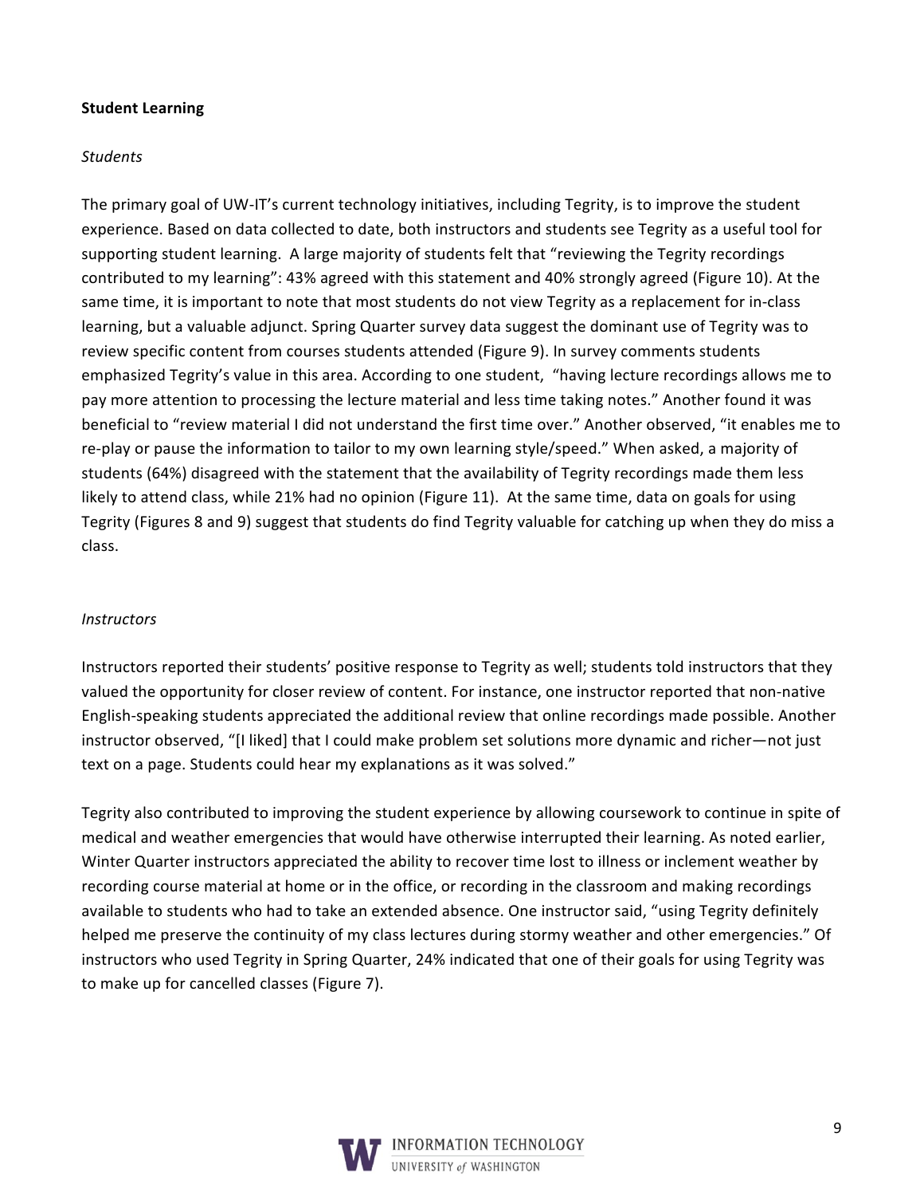**Student Learning**

*Students*

The primary goal of UW-IT's current technology initiatives, including Tegrity, is to improve the student experience. Based on data collected to date, both instructors and students see Tegrity as a useful tool for supporting student learning. A large majority of students felt that "reviewing the Tegrity recordings contributed to my learning": 43% agreed with this statement and 40% strongly agreed (Figure 10). At the same time, it is important to note that most students do not view Tegrity as a replacement for in-class learning, but a valuable adjunct. Spring Quarter survey data suggest the dominant use of Tegrity was to review specific content from courses students attended (Figure 9). In survey comments students emphasized Tegrity's value in this area. According to one student, "having lecture recordings allows me to pay more attention to processing the lecture material and less time taking notes." Another found it was beneficial to "review material I did not understand the first time over." Another observed, "it enables me to re-play or pause the information to tailor to my own learning style/speed." When asked, a majority of students (64%) disagreed with the statement that the availability of Tegrity recordings made them less likely to attend class, while 21% had no opinion (Figure 11). At the same time, data on goals for using Tegrity (Figures 8 and 9) suggest that students do find Tegrity valuable for catching up when they do miss a class.

*Instructors*

Instructors reported their students' positive response to Tegrity as well; students told instructors that they valued the opportunity for closer review of content. For instance, one instructor reported that non-native English-speaking students appreciated the additional review that online recordings made possible. Another instructor observed, "[I liked] that I could make problem set solutions more dynamic and richer—not just text on a page. Students could hear my explanations as it was solved."

Tegrity also contributed to improving the student experience by allowing coursework to continue in spite of medical and weather emergencies that would have otherwise interrupted their learning. As noted earlier, Winter Quarter instructors appreciated the ability to recover time lost to illness or inclement weather by recording course material at home or in the office, or recording in the classroom and making recordings available to students who had to take an extended absence. One instructor said, "using Tegrity definitely helped me preserve the continuity of my class lectures during stormy weather and other emergencies." Of instructors who used Tegrity in Spring Quarter, 24% indicated that one of their goals for using Tegrity was to make up for cancelled classes (Figure 7).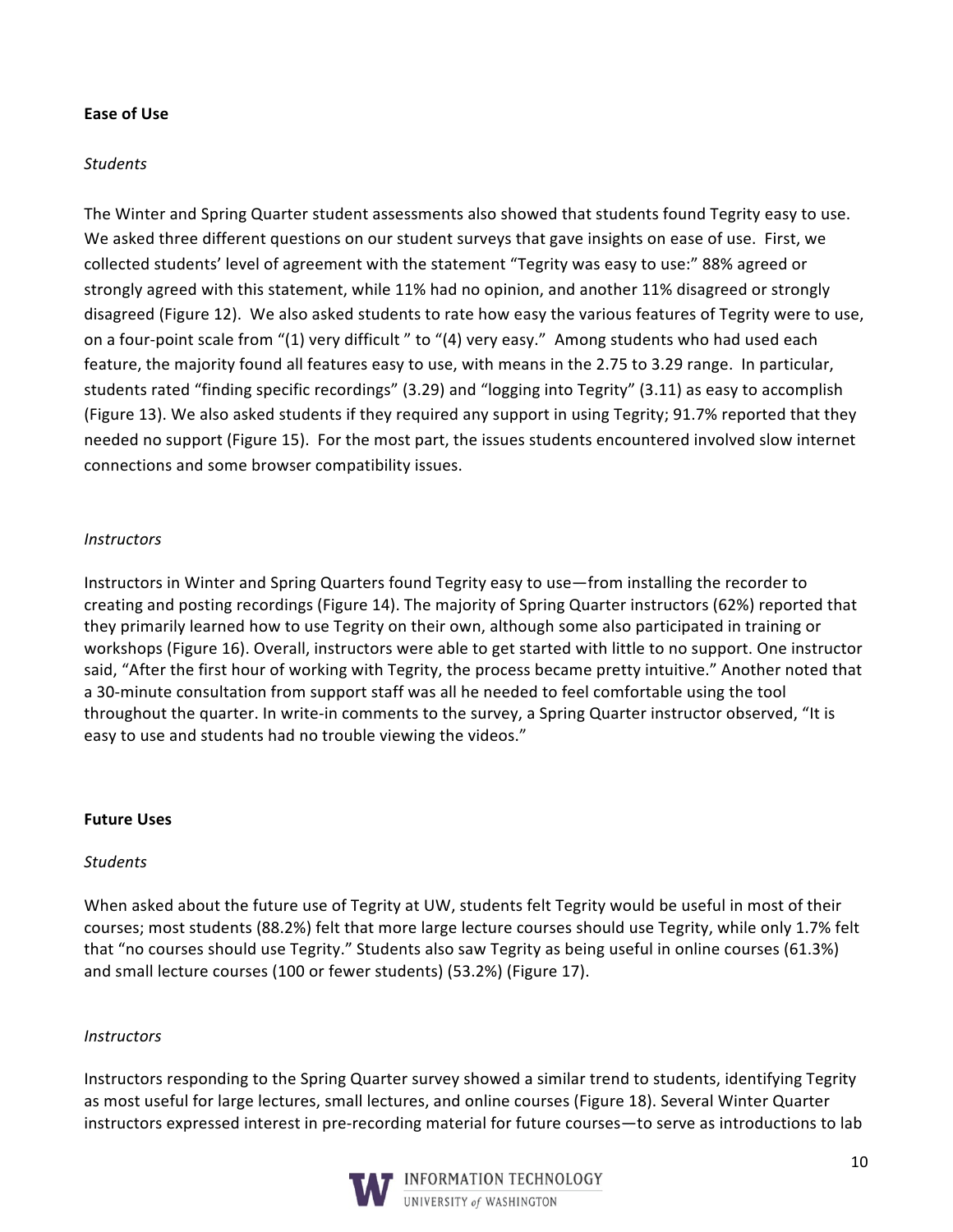**Ease of Use**

*Students*

The Winter and Spring Quarter student assessments also showed that students found Tegrity easy to use. We asked three different questions on our student surveys that gave insights on ease of use. First, we collected students' level of agreement with the statement "Tegrity was easy to use:" 88% agreed or strongly agreed with this statement, while 11% had no opinion, and another 11% disagreed or strongly disagreed (Figure 12). We also asked students to rate how easy the various features of Tegrity were to use, on a four-point scale from "(1) very difficult " to "(4) very easy." Among students who had used each feature, the majority found all features easy to use, with means in the 2.75 to 3.29 range. In particular, students rated "finding specific recordings" (3.29) and "logging into Tegrity" (3.11) as easy to accomplish (Figure 13). We also asked students if they required any support in using Tegrity; 91.7% reported that they needed no support (Figure 15). For the most part, the issues students encountered involved slow internet connections and some browser compatibility issues.

*Instructors*

Instructors in Winter and Spring Quarters found Tegrity easy to use—from installing the recorder to creating and posting recordings (Figure 14). The majority of Spring Quarter instructors (62%) reported that they primarily learned how to use Tegrity on their own, although some also participated in training or workshops (Figure 16). Overall, instructors were able to get started with little to no support. One instructor said, "After the first hour of working with Tegrity, the process became pretty intuitive." Another noted that a 30-minute consultation from support staff was all he needed to feel comfortable using the tool throughout the quarter. In write-in comments to the survey, a Spring Quarter instructor observed, "It is easy to use and students had no trouble viewing the videos."

**Future Uses**

*Students*

When asked about the future use of Tegrity at UW, students felt Tegrity would be useful in most of their courses; most students (88.2%) felt that more large lecture courses should use Tegrity, while only 1.7% felt that "no courses should use Tegrity." Students also saw Tegrity as being useful in online courses (61.3%) and small lecture courses (100 or fewer students) (53.2%) (Figure 17).

*Instructors*

Instructors responding to the Spring Quarter survey showed a similar trend to students, identifying Tegrity as most useful for large lectures, small lectures, and online courses (Figure 18). Several Winter Quarter instructors expressed interest in pre-recording material for future courses—to serve as introductions to lab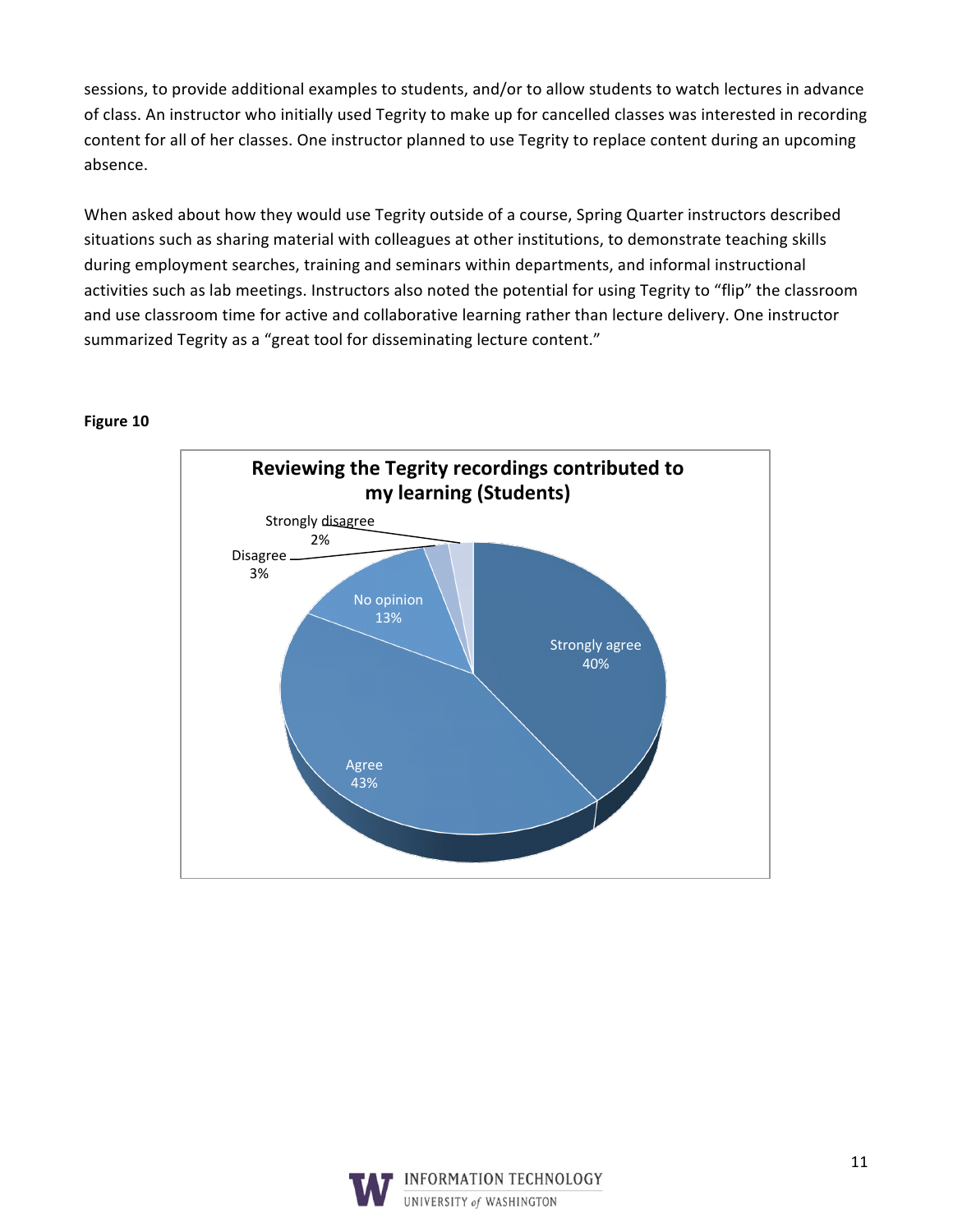sessions, to provide additional examples to students, and/or to allow students to watch lectures in advance of class. An instructor who initially used Tegrity to make up for cancelled classes was interested in recording content for all of her classes. One instructor planned to use Tegrity to replace content during an upcoming absence.

When asked about how they would use Tegrity outside of a course, Spring Quarter instructors described situations such as sharing material with colleagues at other institutions, to demonstrate teaching skills during employment searches, training and seminars within departments, and informal instructional activities such as lab meetings. Instructors also noted the potential for using Tegrity to "flip" the classroom and use classroom time for active and collaborative learning rather than lecture delivery. One instructor summarized Tegrity as a "great tool for disseminating lecture content."

**Figure 10**

**Reviewing the Tegrity recordings contributed to my learning (Students)**

| Response | Percentage |
|---|---|
| Strongly agree | 40% |
| Agree | 43% |
| No opinion | 13% |
| Disagree | 3% |
| Strongly disagree | 2% |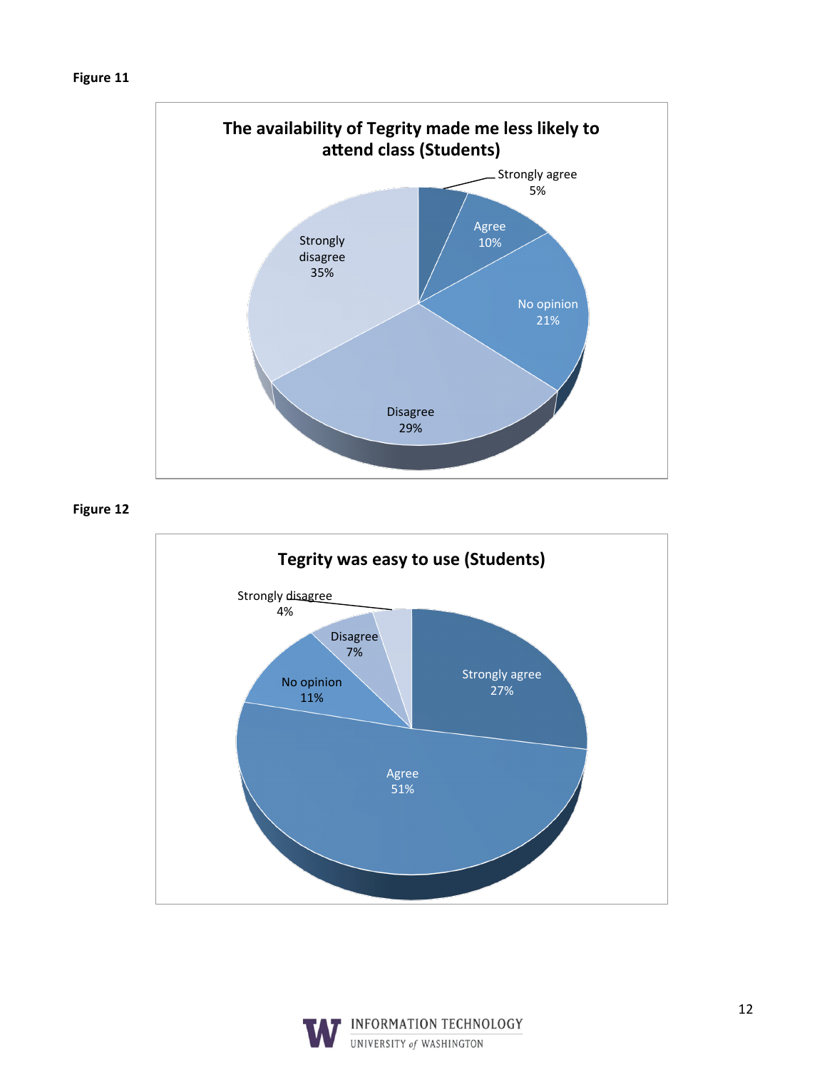**Figure 11**

**The availability of Tegrity made me less likely to attend class (Students)**

| Response | Percentage |
| --- | --- |
| Strongly agree | 5% |
| Agree | 10% |
| No opinion | 21% |
| Disagree | 29% |
| Strongly disagree | 35% |

**Figure 12**

**Tegrity was easy to use (Students)**

| Response | Percentage |
| --- | --- |
| Strongly agree | 27% |
| Agree | 51% |
| No opinion | 11% |
| Disagree | 7% |
| Strongly disagree | 4% |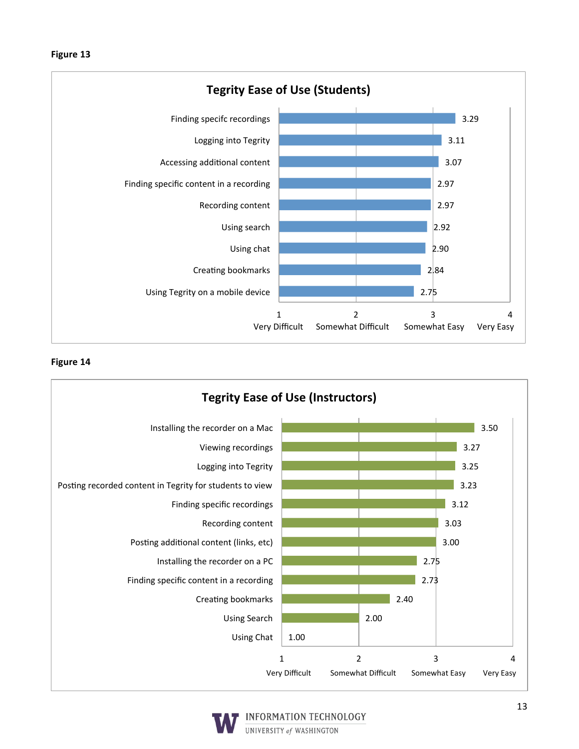**Figure 13**

**Tegrity Ease of Use (Students)**

| Item | Rating |
|---|---|
| Finding specifc recordings | 3.29 |
| Logging into Tegrity | 3.11 |
| Accessing additional content | 3.07 |
| Finding specific content in a recording | 2.97 |
| Recording content | 2.97 |
| Using search | 2.92 |
| Using chat | 2.90 |
| Creating bookmarks | 2.84 |
| Using Tegrity on a mobile device | 2.75 |

Scale: 1 Very Difficult, 2 Somewhat Difficult, 3 Somewhat Easy, 4 Very Easy

**Figure 14**

**Tegrity Ease of Use (Instructors)**

| Item | Rating |
|---|---|
| Installing the recorder on a Mac | 3.50 |
| Viewing recordings | 3.27 |
| Logging into Tegrity | 3.25 |
| Posting recorded content in Tegrity for students to view | 3.23 |
| Finding specific recordings | 3.12 |
| Recording content | 3.03 |
| Posting additional content (links, etc) | 3.00 |
| Installing the recorder on a PC | 2.75 |
| Finding specific content in a recording | 2.73 |
| Creating bookmarks | 2.40 |
| Using Search | 2.00 |
| Using Chat | 1.00 |

Scale: 1 Very Difficult, 2 Somewhat Difficult, 3 Somewhat Easy, 4 Very Easy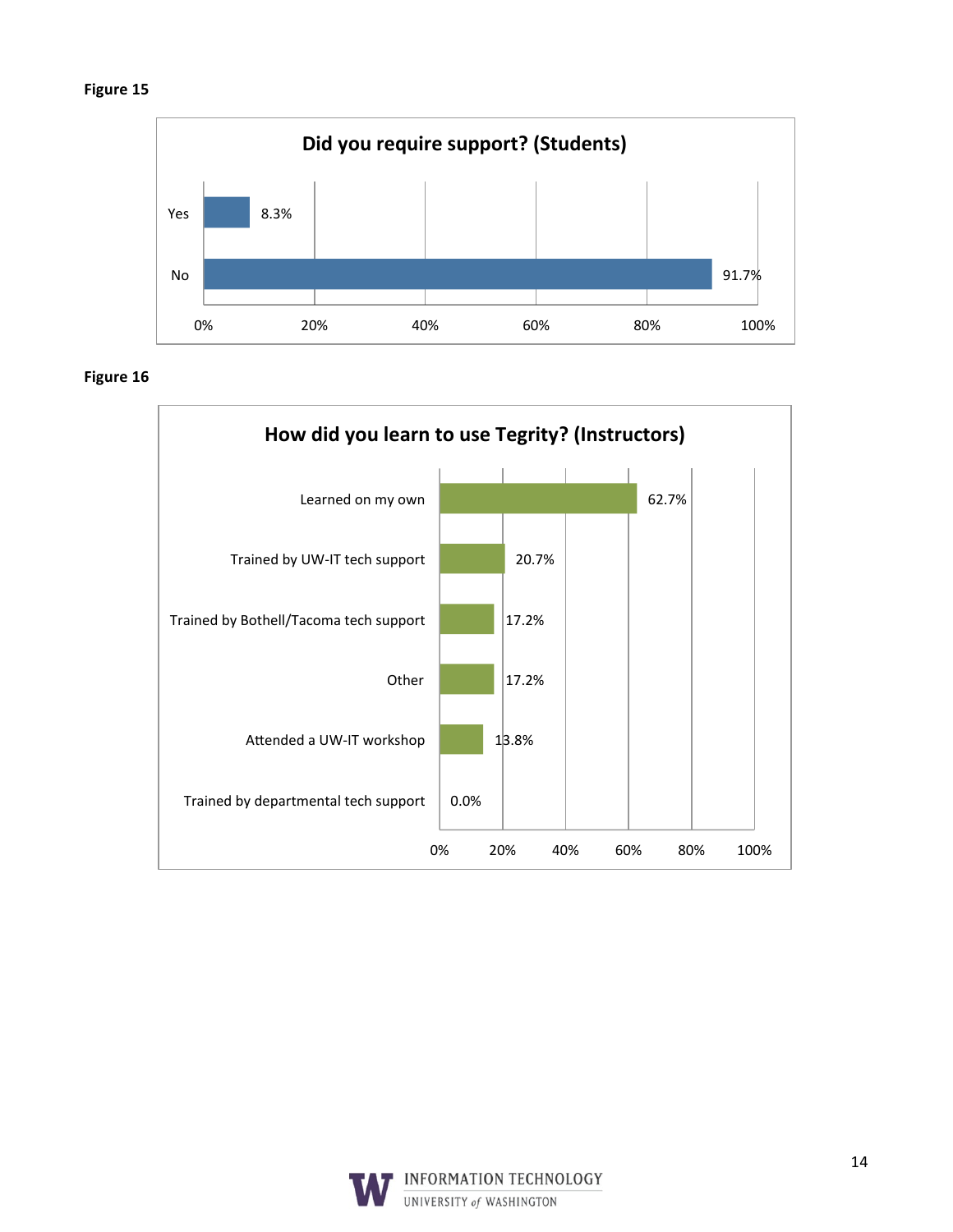**Figure 15**

**Did you require support? (Students)**

| Response | Percentage |
| --- | --- |
| Yes | 8.3% |
| No | 91.7% |

**Figure 16**

**How did you learn to use Tegrity? (Instructors)**

| Response | Percentage |
| --- | --- |
| Learned on my own | 62.7% |
| Trained by UW-IT tech support | 20.7% |
| Trained by Bothell/Tacoma tech support | 17.2% |
| Other | 17.2% |
| Attended a UW-IT workshop | 13.8% |
| Trained by departmental tech support | 0.0% |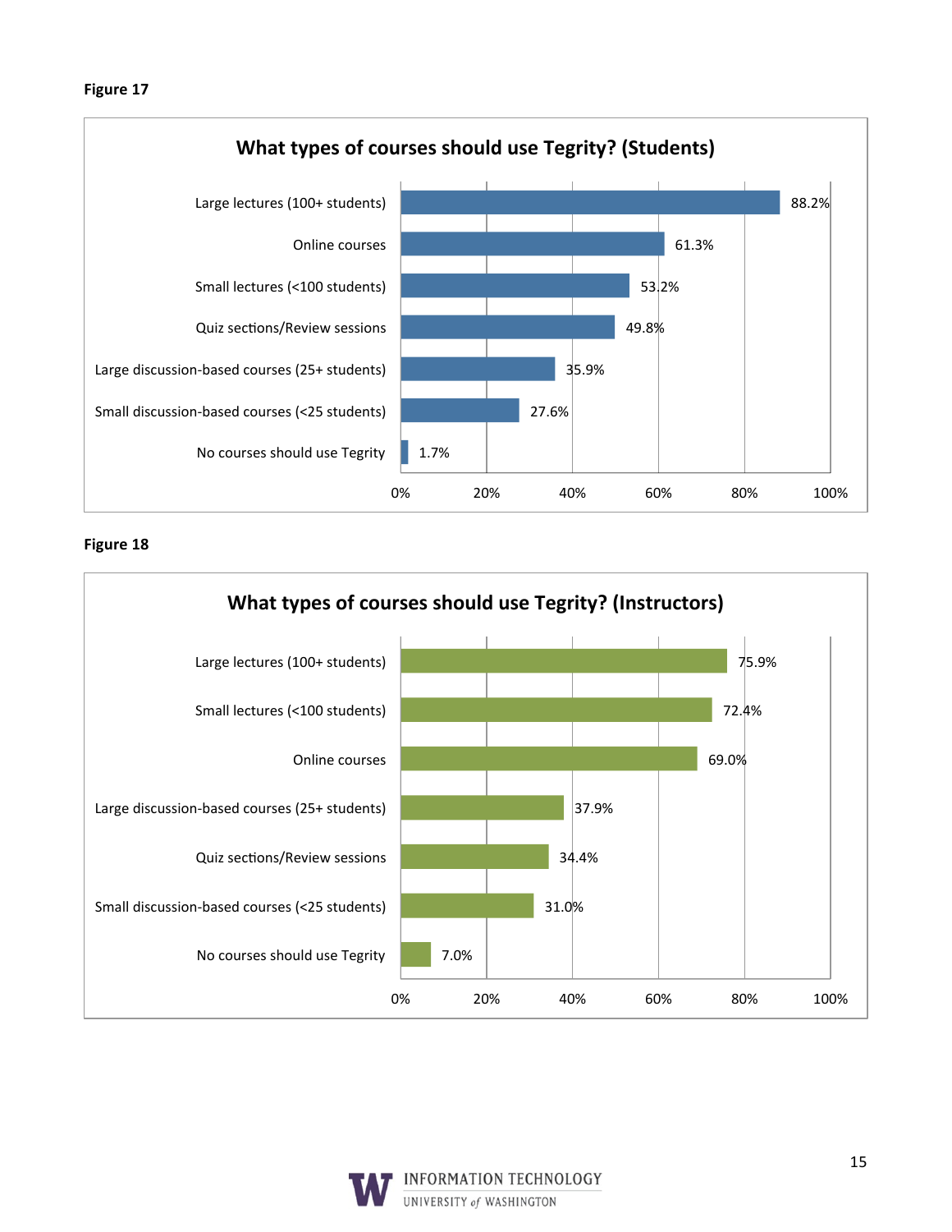**Figure 17**

**What types of courses should use Tegrity? (Students)**

| Course type | Percentage |
|---|---|
| Large lectures (100+ students) | 88.2% |
| Online courses | 61.3% |
| Small lectures (<100 students) | 53.2% |
| Quiz sections/Review sessions | 49.8% |
| Large discussion-based courses (25+ students) | 35.9% |
| Small discussion-based courses (<25 students) | 27.6% |
| No courses should use Tegrity | 1.7% |

**Figure 18**

**What types of courses should use Tegrity? (Instructors)**

| Course type | Percentage |
|---|---|
| Large lectures (100+ students) | 75.9% |
| Small lectures (<100 students) | 72.4% |
| Online courses | 69.0% |
| Large discussion-based courses (25+ students) | 37.9% |
| Quiz sections/Review sessions | 34.4% |
| Small discussion-based courses (<25 students) | 31.0% |
| No courses should use Tegrity | 7.0% |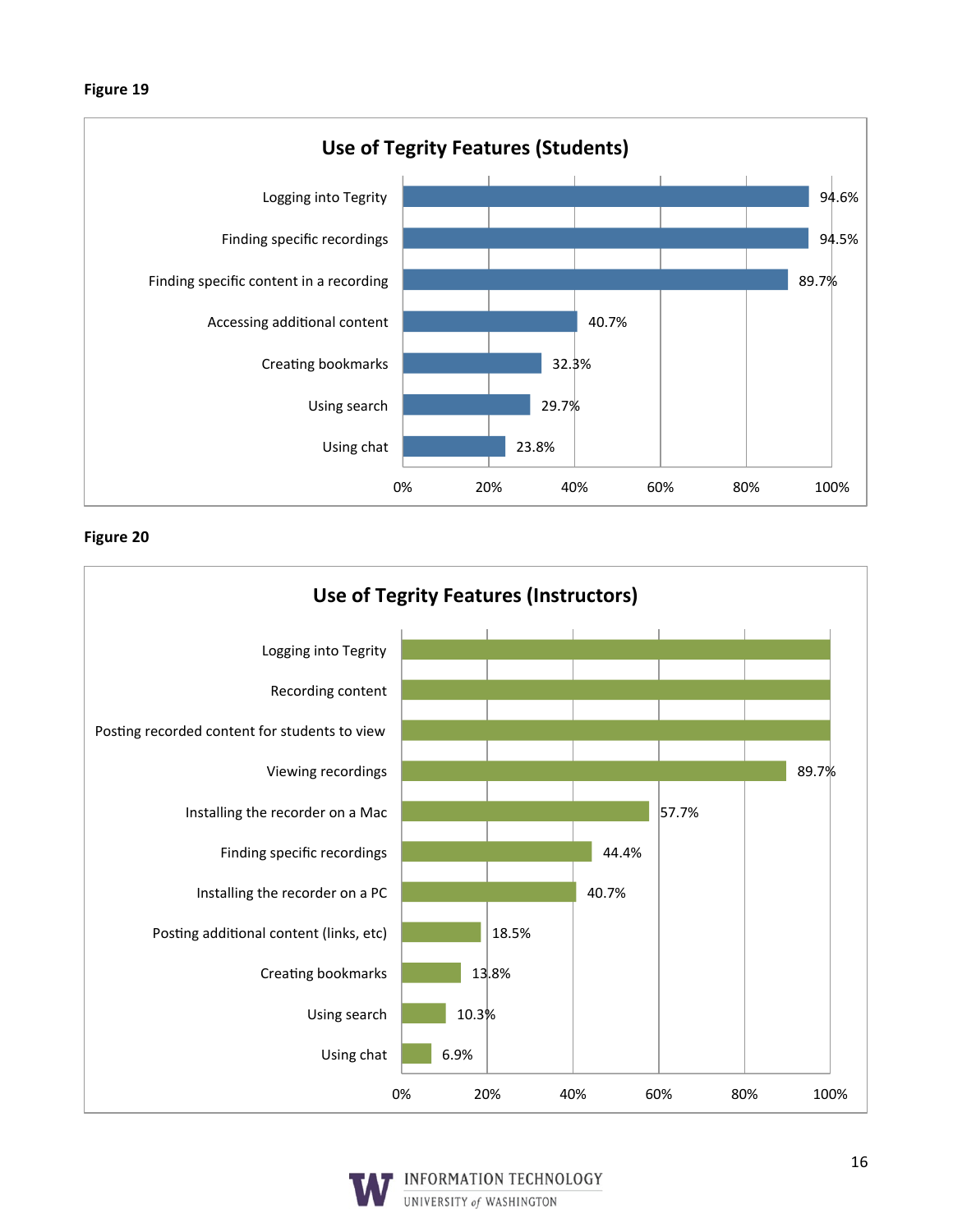**Figure 19**

**Use of Tegrity Features (Students)**

| Feature | Percentage |
|---|---|
| Logging into Tegrity | 94.6% |
| Finding specific recordings | 94.5% |
| Finding specific content in a recording | 89.7% |
| Accessing additional content | 40.7% |
| Creating bookmarks | 32.3% |
| Using search | 29.7% |
| Using chat | 23.8% |

**Figure 20**

**Use of Tegrity Features (Instructors)**

| Feature | Percentage |
|---|---|
| Logging into Tegrity | |
| Recording content | |
| Posting recorded content for students to view | |
| Viewing recordings | 89.7% |
| Installing the recorder on a Mac | 57.7% |
| Finding specific recordings | 44.4% |
| Installing the recorder on a PC | 40.7% |
| Posting additional content (links, etc) | 18.5% |
| Creating bookmarks | 13.8% |
| Using search | 10.3% |
| Using chat | 6.9% |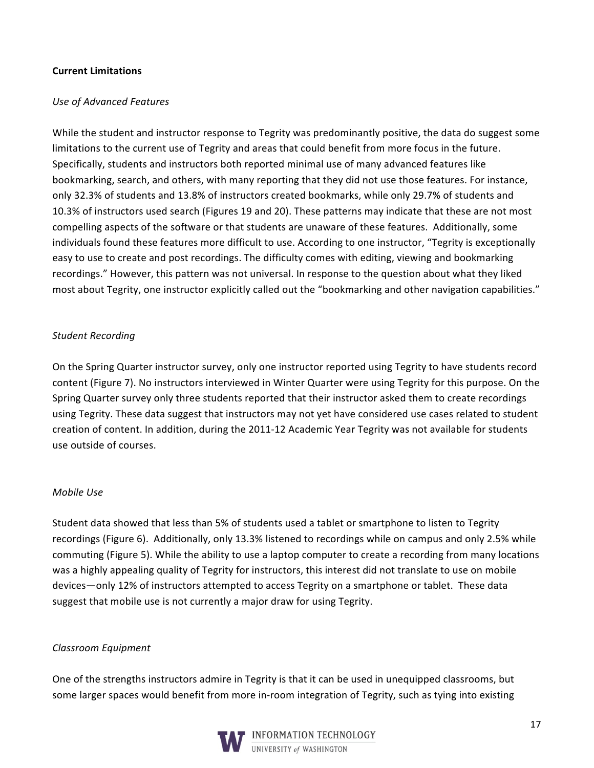**Current Limitations**

*Use of Advanced Features*

While the student and instructor response to Tegrity was predominantly positive, the data do suggest some limitations to the current use of Tegrity and areas that could benefit from more focus in the future. Specifically, students and instructors both reported minimal use of many advanced features like bookmarking, search, and others, with many reporting that they did not use those features. For instance, only 32.3% of students and 13.8% of instructors created bookmarks, while only 29.7% of students and 10.3% of instructors used search (Figures 19 and 20). These patterns may indicate that these are not most compelling aspects of the software or that students are unaware of these features. Additionally, some individuals found these features more difficult to use. According to one instructor, "Tegrity is exceptionally easy to use to create and post recordings. The difficulty comes with editing, viewing and bookmarking recordings." However, this pattern was not universal. In response to the question about what they liked most about Tegrity, one instructor explicitly called out the "bookmarking and other navigation capabilities."

*Student Recording*

On the Spring Quarter instructor survey, only one instructor reported using Tegrity to have students record content (Figure 7). No instructors interviewed in Winter Quarter were using Tegrity for this purpose. On the Spring Quarter survey only three students reported that their instructor asked them to create recordings using Tegrity. These data suggest that instructors may not yet have considered use cases related to student creation of content. In addition, during the 2011-12 Academic Year Tegrity was not available for students use outside of courses.

*Mobile Use*

Student data showed that less than 5% of students used a tablet or smartphone to listen to Tegrity recordings (Figure 6). Additionally, only 13.3% listened to recordings while on campus and only 2.5% while commuting (Figure 5). While the ability to use a laptop computer to create a recording from many locations was a highly appealing quality of Tegrity for instructors, this interest did not translate to use on mobile devices—only 12% of instructors attempted to access Tegrity on a smartphone or tablet. These data suggest that mobile use is not currently a major draw for using Tegrity.

*Classroom Equipment*

One of the strengths instructors admire in Tegrity is that it can be used in unequipped classrooms, but some larger spaces would benefit from more in-room integration of Tegrity, such as tying into existing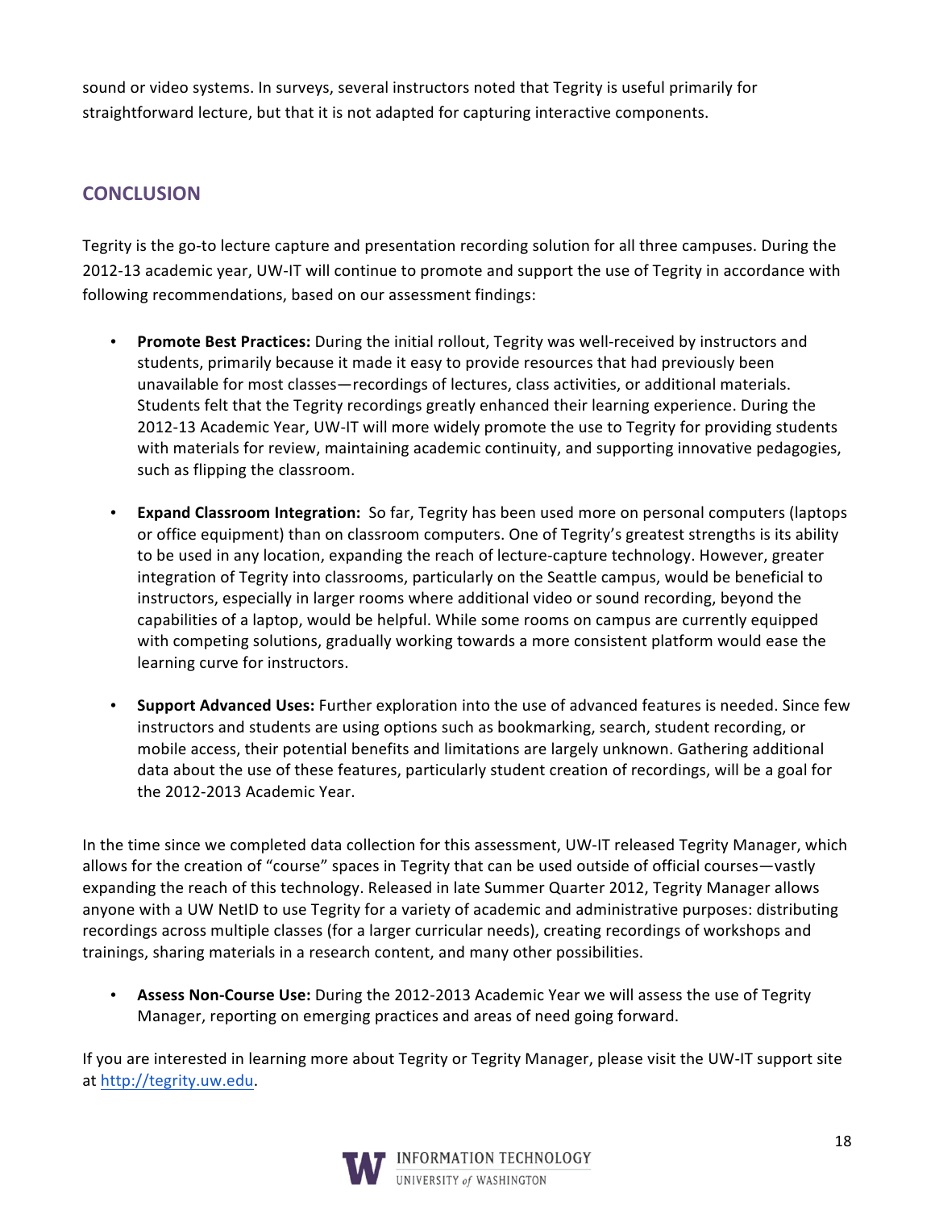sound or video systems. In surveys, several instructors noted that Tegrity is useful primarily for straightforward lecture, but that it is not adapted for capturing interactive components.

## CONCLUSION

Tegrity is the go-to lecture capture and presentation recording solution for all three campuses. During the 2012-13 academic year, UW-IT will continue to promote and support the use of Tegrity in accordance with following recommendations, based on our assessment findings:

- **Promote Best Practices:** During the initial rollout, Tegrity was well-received by instructors and students, primarily because it made it easy to provide resources that had previously been unavailable for most classes—recordings of lectures, class activities, or additional materials. Students felt that the Tegrity recordings greatly enhanced their learning experience. During the 2012-13 Academic Year, UW-IT will more widely promote the use to Tegrity for providing students with materials for review, maintaining academic continuity, and supporting innovative pedagogies, such as flipping the classroom.

- **Expand Classroom Integration:** So far, Tegrity has been used more on personal computers (laptops or office equipment) than on classroom computers. One of Tegrity's greatest strengths is its ability to be used in any location, expanding the reach of lecture-capture technology. However, greater integration of Tegrity into classrooms, particularly on the Seattle campus, would be beneficial to instructors, especially in larger rooms where additional video or sound recording, beyond the capabilities of a laptop, would be helpful. While some rooms on campus are currently equipped with competing solutions, gradually working towards a more consistent platform would ease the learning curve for instructors.

- **Support Advanced Uses:** Further exploration into the use of advanced features is needed. Since few instructors and students are using options such as bookmarking, search, student recording, or mobile access, their potential benefits and limitations are largely unknown. Gathering additional data about the use of these features, particularly student creation of recordings, will be a goal for the 2012-2013 Academic Year.

In the time since we completed data collection for this assessment, UW-IT released Tegrity Manager, which allows for the creation of "course" spaces in Tegrity that can be used outside of official courses—vastly expanding the reach of this technology. Released in late Summer Quarter 2012, Tegrity Manager allows anyone with a UW NetID to use Tegrity for a variety of academic and administrative purposes: distributing recordings across multiple classes (for a larger curricular needs), creating recordings of workshops and trainings, sharing materials in a research content, and many other possibilities.

- **Assess Non-Course Use:** During the 2012-2013 Academic Year we will assess the use of Tegrity Manager, reporting on emerging practices and areas of need going forward.

If you are interested in learning more about Tegrity or Tegrity Manager, please visit the UW-IT support site at http://tegrity.uw.edu.